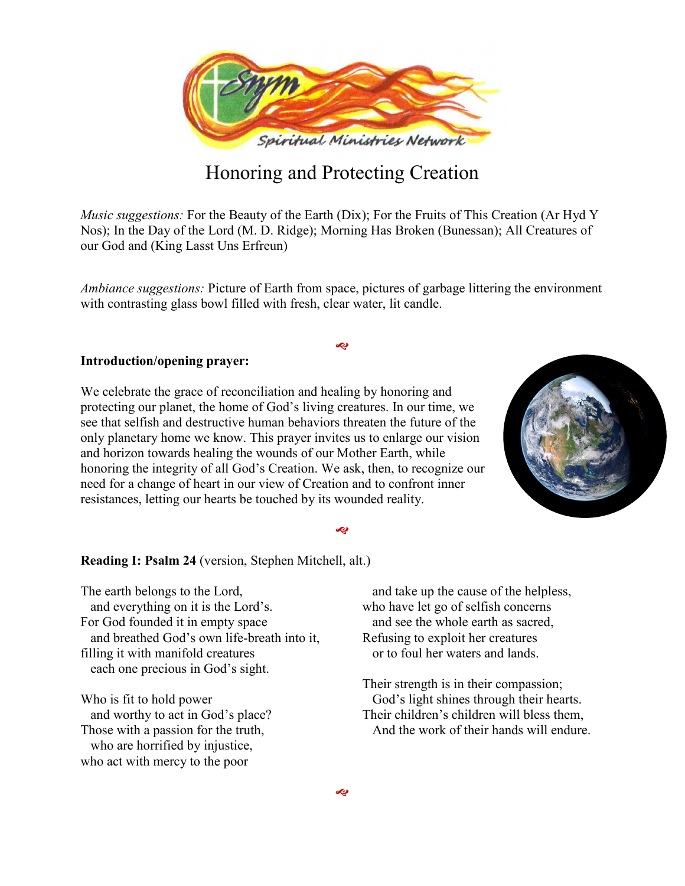# Honoring and Protecting Creation

*Music suggestions:* For the Beauty of the Earth (Dix); For the Fruits of This Creation (Ar Hyd Y Nos); In the Day of the Lord (M. D. Ridge); Morning Has Broken (Bunessan); All Creatures of our God and (King Lasst Uns Erfreun)

*Ambiance suggestions:* Picture of Earth from space, pictures of garbage littering the environment with contrasting glass bowl filled with fresh, clear water, lit candle.

**Introduction/opening prayer:**

We celebrate the grace of reconciliation and healing by honoring and protecting our planet, the home of God's living creatures. In our time, we see that selfish and destructive human behaviors threaten the future of the only planetary home we know. This prayer invites us to enlarge our vision and horizon towards healing the wounds of our Mother Earth, while honoring the integrity of all God's Creation. We ask, then, to recognize our need for a change of heart in our view of Creation and to confront inner resistances, letting our hearts be touched by its wounded reality.

**Reading I: Psalm 24** (version, Stephen Mitchell, alt.)

The earth belongs to the Lord,
  and everything on it is the Lord's.
For God founded it in empty space
  and breathed God's own life-breath into it,
filling it with manifold creatures
  each one precious in God's sight.

Who is fit to hold power
  and worthy to act in God's place?
Those with a passion for the truth,
  who are horrified by injustice,
who act with mercy to the poor
  and take up the cause of the helpless,
who have let go of selfish concerns
  and see the whole earth as sacred,
Refusing to exploit her creatures
  or to foul her waters and lands.

Their strength is in their compassion;
  God's light shines through their hearts.
Their children's children will bless them,
  And the work of their hands will endure.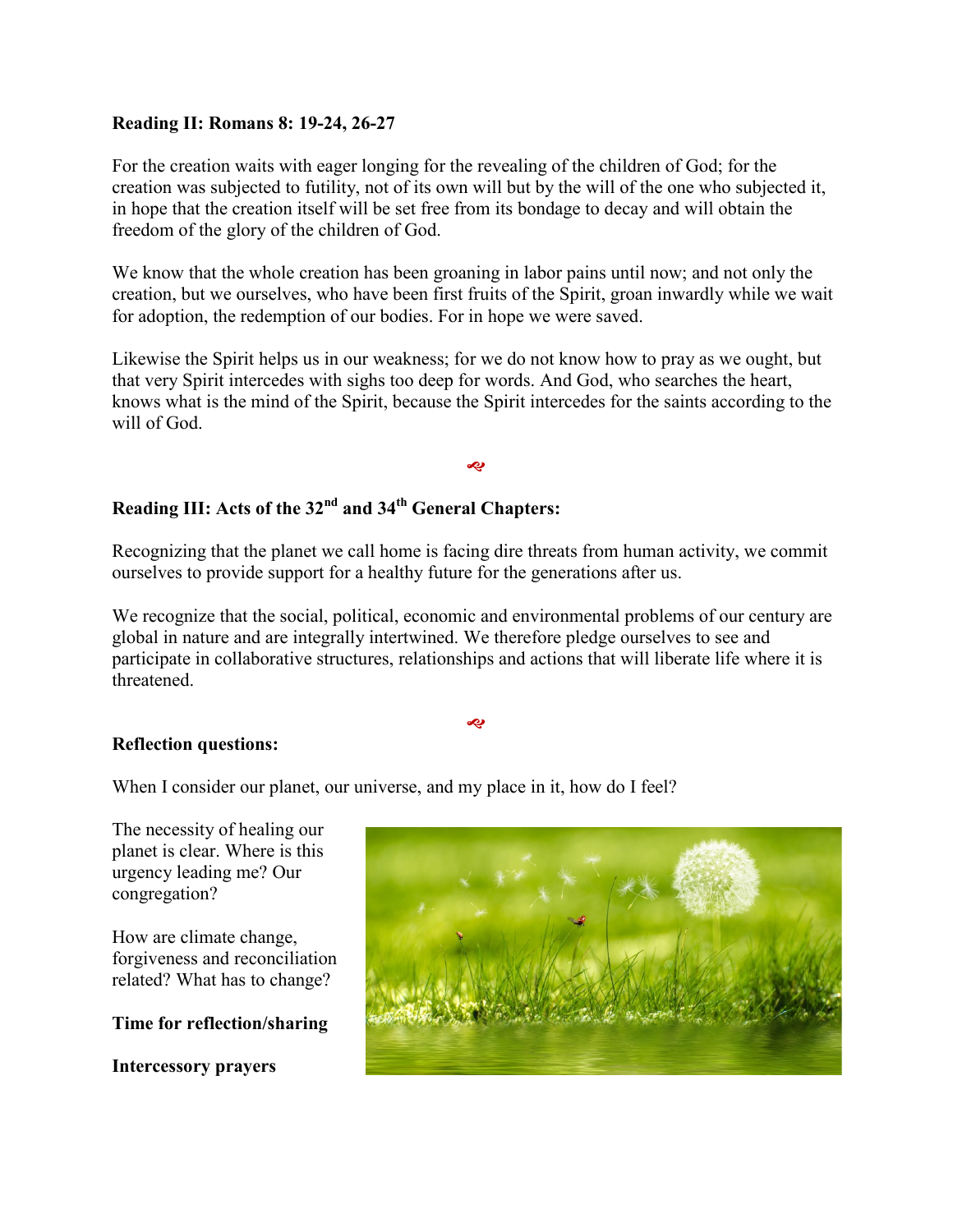**Reading II: Romans 8: 19-24, 26-27**

For the creation waits with eager longing for the revealing of the children of God; for the creation was subjected to futility, not of its own will but by the will of the one who subjected it, in hope that the creation itself will be set free from its bondage to decay and will obtain the freedom of the glory of the children of God.

We know that the whole creation has been groaning in labor pains until now; and not only the creation, but we ourselves, who have been first fruits of the Spirit, groan inwardly while we wait for adoption, the redemption of our bodies. For in hope we were saved.

Likewise the Spirit helps us in our weakness; for we do not know how to pray as we ought, but that very Spirit intercedes with sighs too deep for words. And God, who searches the heart, knows what is the mind of the Spirit, because the Spirit intercedes for the saints according to the will of God.

**Reading III: Acts of the 32nd and 34th General Chapters:**

Recognizing that the planet we call home is facing dire threats from human activity, we commit ourselves to provide support for a healthy future for the generations after us.

We recognize that the social, political, economic and environmental problems of our century are global in nature and are integrally intertwined. We therefore pledge ourselves to see and participate in collaborative structures, relationships and actions that will liberate life where it is threatened.

**Reflection questions:**

When I consider our planet, our universe, and my place in it, how do I feel?

The necessity of healing our planet is clear. Where is this urgency leading me? Our congregation?

How are climate change, forgiveness and reconciliation related? What has to change?

**Time for reflection/sharing**

**Intercessory prayers**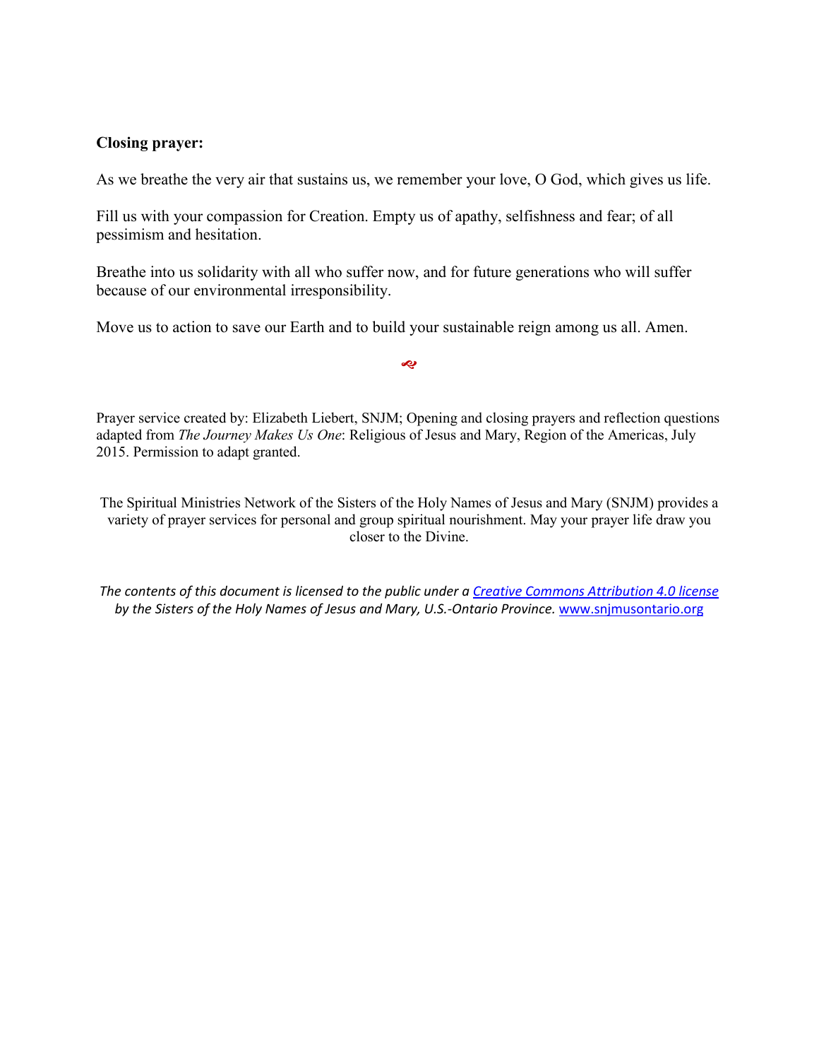**Closing prayer:**

As we breathe the very air that sustains us, we remember your love, O God, which gives us life.

Fill us with your compassion for Creation. Empty us of apathy, selfishness and fear; of all pessimism and hesitation.

Breathe into us solidarity with all who suffer now, and for future generations who will suffer because of our environmental irresponsibility.

Move us to action to save our Earth and to build your sustainable reign among us all. Amen.

Prayer service created by: Elizabeth Liebert, SNJM; Opening and closing prayers and reflection questions adapted from *The Journey Makes Us One*: Religious of Jesus and Mary, Region of the Americas, July 2015. Permission to adapt granted.

The Spiritual Ministries Network of the Sisters of the Holy Names of Jesus and Mary (SNJM) provides a variety of prayer services for personal and group spiritual nourishment. May your prayer life draw you closer to the Divine.

*The contents of this document is licensed to the public under a Creative Commons Attribution 4.0 license by the Sisters of the Holy Names of Jesus and Mary, U.S.-Ontario Province.* www.snjmusontario.org